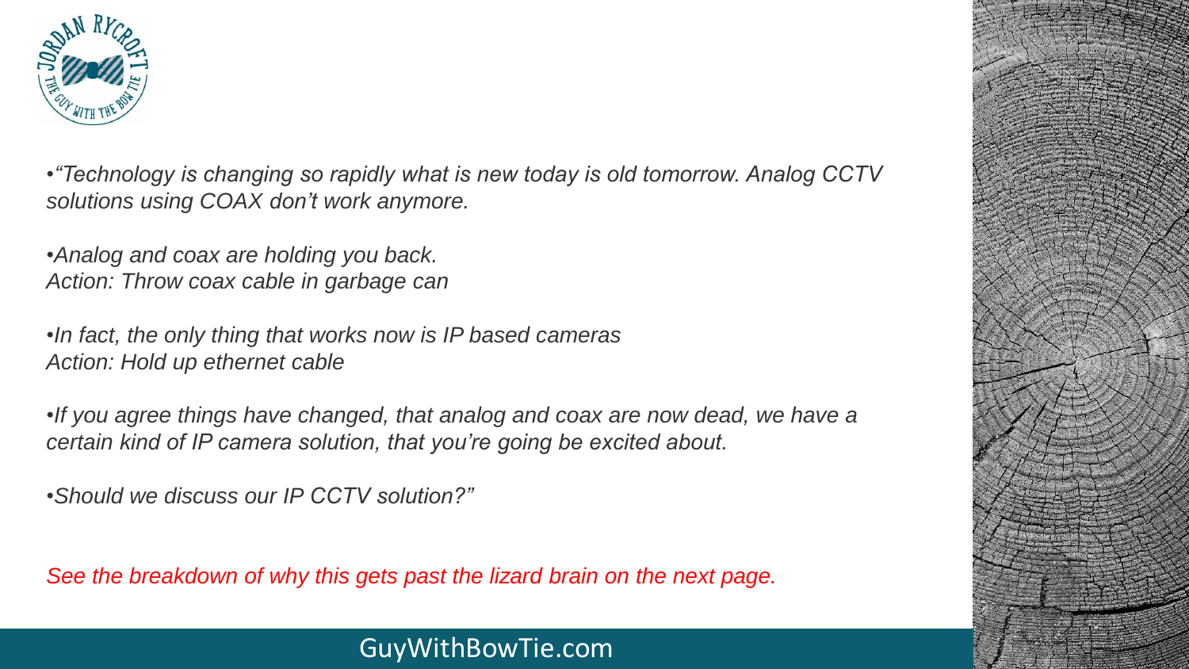*•"Technology is changing so rapidly what is new today is old tomorrow. Analog CCTV solutions using COAX don't work anymore.*

*•Analog and coax are holding you back.*
*Action: Throw coax cable in garbage can*

*•In fact, the only thing that works now is IP based cameras*
*Action: Hold up ethernet cable*

*•If you agree things have changed, that analog and coax are now dead, we have a certain kind of IP camera solution, that you're going be excited about.*

*•Should we discuss our IP CCTV solution?"*

*See the breakdown of why this gets past the lizard brain on the next page.*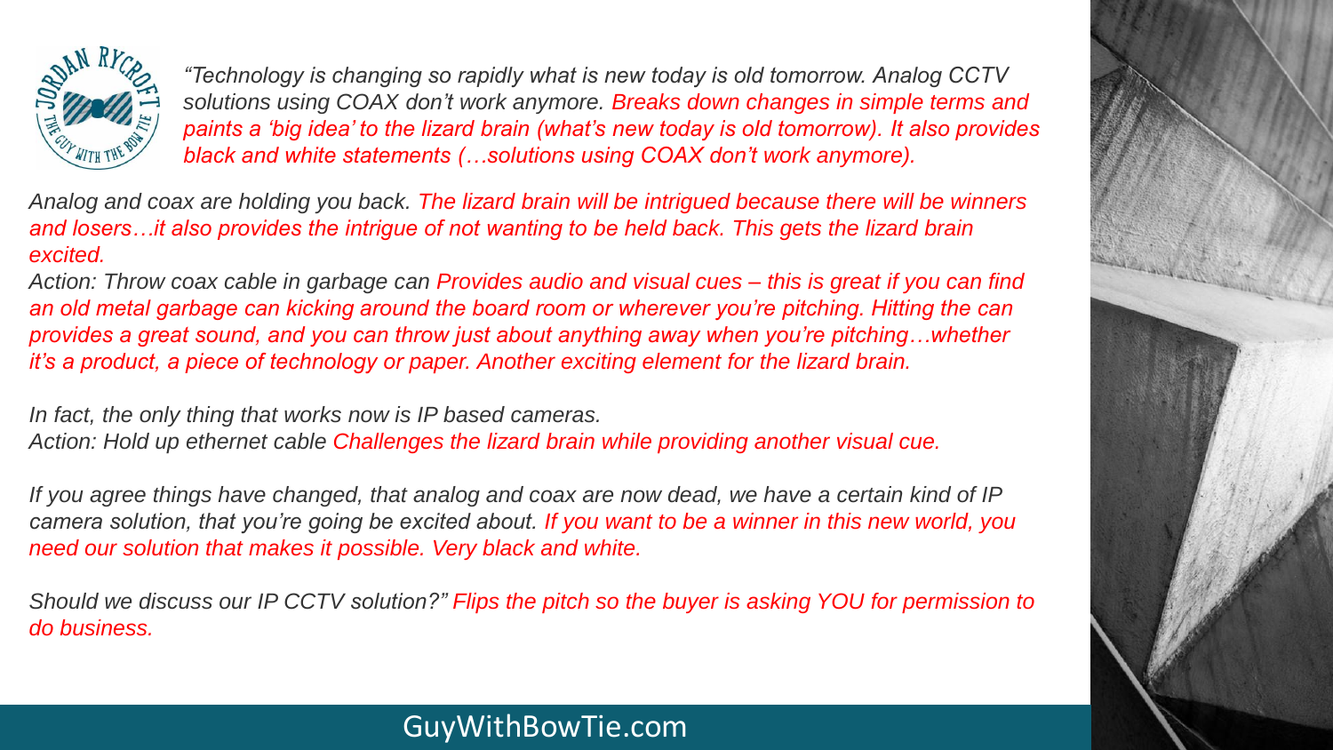*"Technology is changing so rapidly what is new today is old tomorrow. Analog CCTV solutions using COAX don't work anymore. Breaks down changes in simple terms and paints a 'big idea' to the lizard brain (what's new today is old tomorrow). It also provides black and white statements (…solutions using COAX don't work anymore).*

*Analog and coax are holding you back. The lizard brain will be intrigued because there will be winners and losers…it also provides the intrigue of not wanting to be held back. This gets the lizard brain excited.*

*Action: Throw coax cable in garbage can Provides audio and visual cues – this is great if you can find an old metal garbage can kicking around the board room or wherever you're pitching. Hitting the can provides a great sound, and you can throw just about anything away when you're pitching…whether it's a product, a piece of technology or paper. Another exciting element for the lizard brain.*

*In fact, the only thing that works now is IP based cameras.*
*Action: Hold up ethernet cable Challenges the lizard brain while providing another visual cue.*

*If you agree things have changed, that analog and coax are now dead, we have a certain kind of IP camera solution, that you're going be excited about. If you want to be a winner in this new world, you need our solution that makes it possible. Very black and white.*

*Should we discuss our IP CCTV solution?" Flips the pitch so the buyer is asking YOU for permission to do business.*

GuyWithBowTie.com